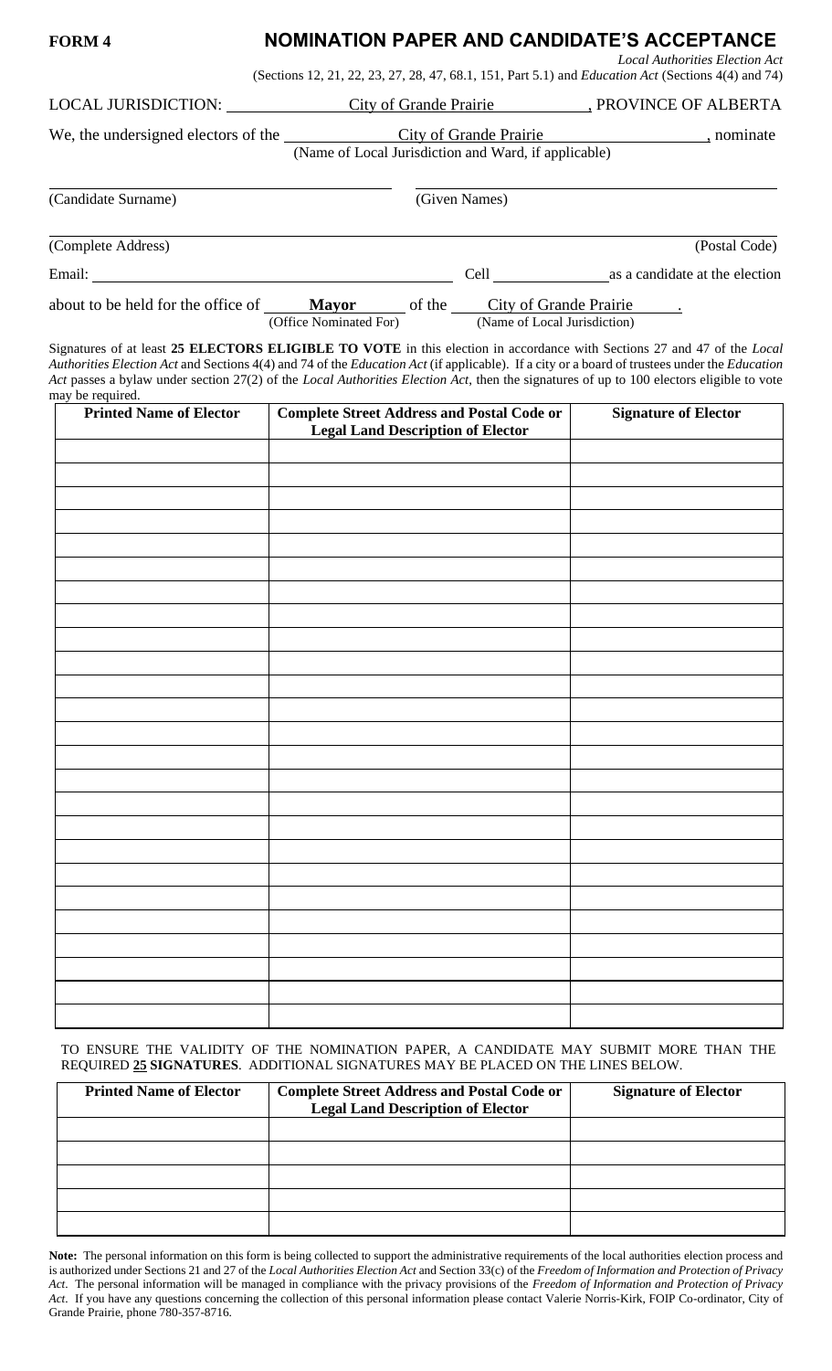**FORM 4**

# NOMINATION PAPER AND CANDIDATE'S ACCEPTANCE

*Local Authorities Election Act*
(Sections 12, 21, 22, 23, 27, 28, 47, 68.1, 151, Part 5.1) and *Education Act* (Sections 4(4) and 74)

LOCAL JURISDICTION: City of Grande Prairie, PROVINCE OF ALBERTA

We, the undersigned electors of the City of Grande Prairie, nominate
(Name of Local Jurisdiction and Ward, if applicable)

(Candidate Surname) (Given Names)

(Complete Address) (Postal Code)

Email: Cell as a candidate at the election

about to be held for the office of **Mayor** of the City of Grande Prairie.
(Office Nominated For) (Name of Local Jurisdiction)

Signatures of at least **25 ELECTORS ELIGIBLE TO VOTE** in this election in accordance with Sections 27 and 47 of the *Local Authorities Election Act* and Sections 4(4) and 74 of the *Education Act* (if applicable). If a city or a board of trustees under the *Education Act* passes a bylaw under section 27(2) of the *Local Authorities Election Act*, then the signatures of up to 100 electors eligible to vote may be required.

| Printed Name of Elector | Complete Street Address and Postal Code or Legal Land Description of Elector | Signature of Elector |
|---|---|---|
| | | |
| | | |
| | | |
| | | |
| | | |
| | | |
| | | |
| | | |
| | | |
| | | |
| | | |
| | | |
| | | |
| | | |
| | | |
| | | |
| | | |
| | | |
| | | |
| | | |
| | | |
| | | |
| | | |
| | | |
| | | |

TO ENSURE THE VALIDITY OF THE NOMINATION PAPER, A CANDIDATE MAY SUBMIT MORE THAN THE REQUIRED **25 SIGNATURES**. ADDITIONAL SIGNATURES MAY BE PLACED ON THE LINES BELOW.

| Printed Name of Elector | Complete Street Address and Postal Code or Legal Land Description of Elector | Signature of Elector |
|---|---|---|
| | | |
| | | |
| | | |
| | | |
| | | |

**Note:** The personal information on this form is being collected to support the administrative requirements of the local authorities election process and is authorized under Sections 21 and 27 of the *Local Authorities Election Act* and Section 33(c) of the *Freedom of Information and Protection of Privacy Act*. The personal information will be managed in compliance with the privacy provisions of the *Freedom of Information and Protection of Privacy Act*. If you have any questions concerning the collection of this personal information please contact Valerie Norris-Kirk, FOIP Co-ordinator, City of Grande Prairie, phone 780-357-8716.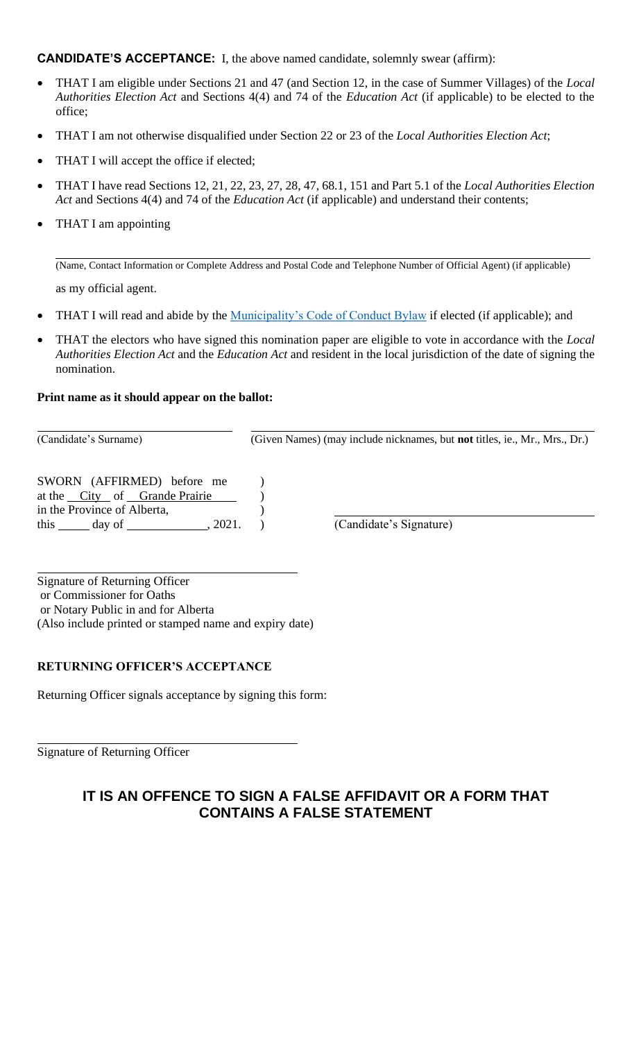**CANDIDATE'S ACCEPTANCE:** I, the above named candidate, solemnly swear (affirm):

- THAT I am eligible under Sections 21 and 47 (and Section 12, in the case of Summer Villages) of the *Local Authorities Election Act* and Sections 4(4) and 74 of the *Education Act* (if applicable) to be elected to the office;
- THAT I am not otherwise disqualified under Section 22 or 23 of the *Local Authorities Election Act*;
- THAT I will accept the office if elected;
- THAT I have read Sections 12, 21, 22, 23, 27, 28, 47, 68.1, 151 and Part 5.1 of the *Local Authorities Election Act* and Sections 4(4) and 74 of the *Education Act* (if applicable) and understand their contents;
- THAT I am appointing

  \_\_\_\_\_\_\_\_\_\_\_\_\_\_\_\_\_\_\_\_\_\_\_\_\_\_\_\_\_\_\_\_\_\_\_\_\_\_\_\_\_\_\_\_\_\_\_\_\_\_\_\_\_\_\_\_\_\_\_\_\_\_\_\_\_\_\_\_\_\_
  (Name, Contact Information or Complete Address and Postal Code and Telephone Number of Official Agent) (if applicable)

  as my official agent.
- THAT I will read and abide by the Municipality's Code of Conduct Bylaw if elected (if applicable); and
- THAT the electors who have signed this nomination paper are eligible to vote in accordance with the *Local Authorities Election Act* and the *Education Act* and resident in the local jurisdiction of the date of signing the nomination.

**Print name as it should appear on the ballot:**

\_\_\_\_\_\_\_\_\_\_\_\_\_\_\_\_\_\_\_\_\_\_\_\_\_\_\_\_\_\_ \_\_\_\_\_\_\_\_\_\_\_\_\_\_\_\_\_\_\_\_\_\_\_\_\_\_\_\_\_\_\_\_\_\_\_\_\_\_\_\_\_\_\_\_\_\_\_\_
(Candidate's Surname) (Given Names) (may include nicknames, but **not** titles, ie., Mr., Mrs., Dr.)

SWORN (AFFIRMED) before me )
at the City of Grande Prairie )
in the Province of Alberta, )
this \_\_\_\_\_ day of \_\_\_\_\_\_\_\_\_\_\_\_, 2021. ) \_\_\_\_\_\_\_\_\_\_\_\_\_\_\_\_\_\_\_\_\_\_\_\_\_\_\_\_\_\_\_\_\_\_\_\_
(Candidate's Signature)

\_\_\_\_\_\_\_\_\_\_\_\_\_\_\_\_\_\_\_\_\_\_\_\_\_\_\_\_\_\_\_\_\_\_\_\_\_\_\_\_
Signature of Returning Officer
or Commissioner for Oaths
or Notary Public in and for Alberta
(Also include printed or stamped name and expiry date)

**RETURNING OFFICER'S ACCEPTANCE**

Returning Officer signals acceptance by signing this form:

\_\_\_\_\_\_\_\_\_\_\_\_\_\_\_\_\_\_\_\_\_\_\_\_\_\_\_\_\_\_\_\_\_\_\_\_\_\_\_\_
Signature of Returning Officer

## IT IS AN OFFENCE TO SIGN A FALSE AFFIDAVIT OR A FORM THAT CONTAINS A FALSE STATEMENT